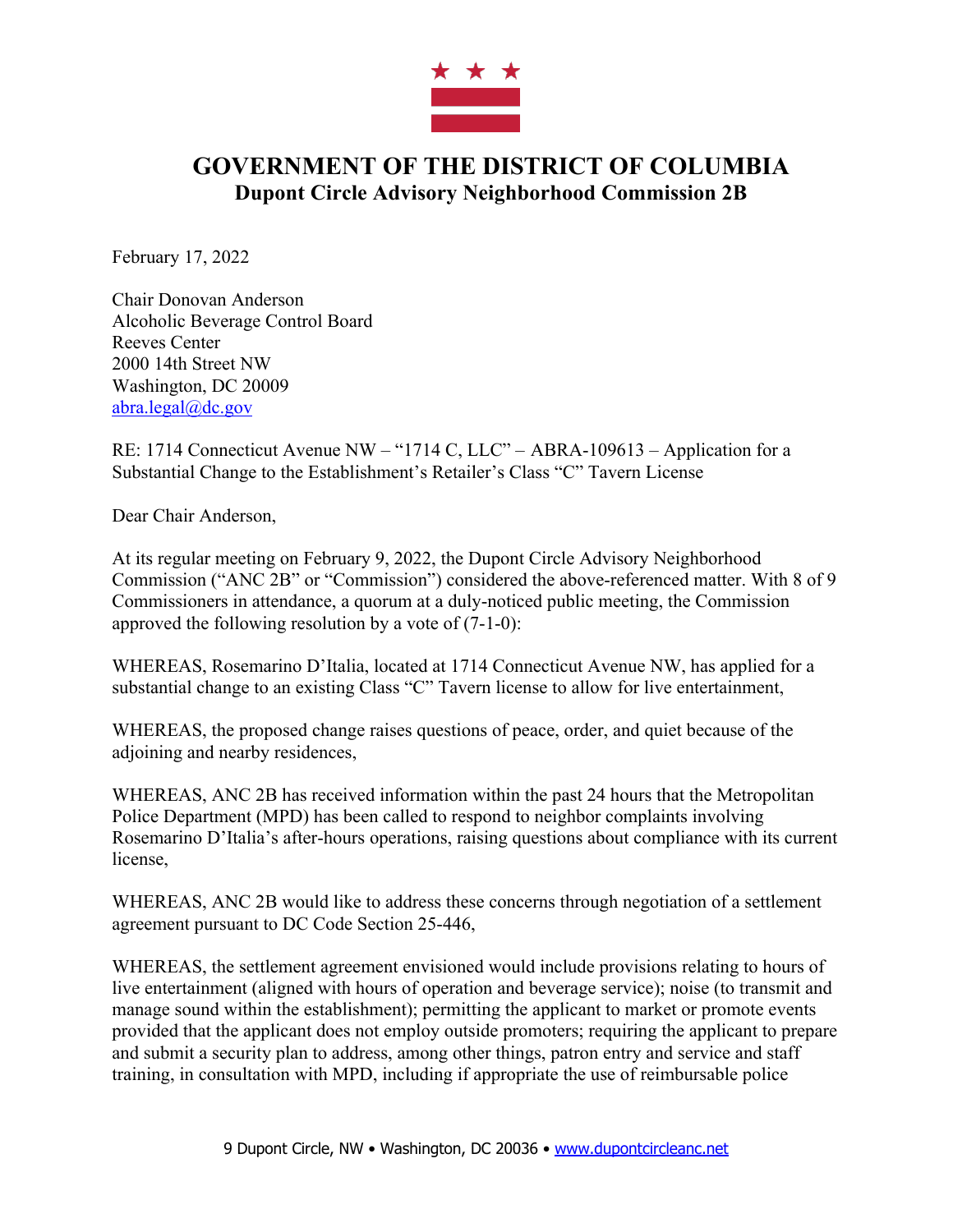# GOVERNMENT OF THE DISTRICT OF COLUMBIA

## Dupont Circle Advisory Neighborhood Commission 2B

February 17, 2022

Chair Donovan Anderson
Alcoholic Beverage Control Board
Reeves Center
2000 14th Street NW
Washington, DC 20009
abra.legal@dc.gov

RE: 1714 Connecticut Avenue NW – "1714 C, LLC" – ABRA-109613 – Application for a Substantial Change to the Establishment's Retailer's Class "C" Tavern License

Dear Chair Anderson,

At its regular meeting on February 9, 2022, the Dupont Circle Advisory Neighborhood Commission ("ANC 2B" or "Commission") considered the above-referenced matter. With 8 of 9 Commissioners in attendance, a quorum at a duly-noticed public meeting, the Commission approved the following resolution by a vote of (7-1-0):

WHEREAS, Rosemarino D'Italia, located at 1714 Connecticut Avenue NW, has applied for a substantial change to an existing Class "C" Tavern license to allow for live entertainment,

WHEREAS, the proposed change raises questions of peace, order, and quiet because of the adjoining and nearby residences,

WHEREAS, ANC 2B has received information within the past 24 hours that the Metropolitan Police Department (MPD) has been called to respond to neighbor complaints involving Rosemarino D'Italia's after-hours operations, raising questions about compliance with its current license,

WHEREAS, ANC 2B would like to address these concerns through negotiation of a settlement agreement pursuant to DC Code Section 25-446,

WHEREAS, the settlement agreement envisioned would include provisions relating to hours of live entertainment (aligned with hours of operation and beverage service); noise (to transmit and manage sound within the establishment); permitting the applicant to market or promote events provided that the applicant does not employ outside promoters; requiring the applicant to prepare and submit a security plan to address, among other things, patron entry and service and staff training, in consultation with MPD, including if appropriate the use of reimbursable police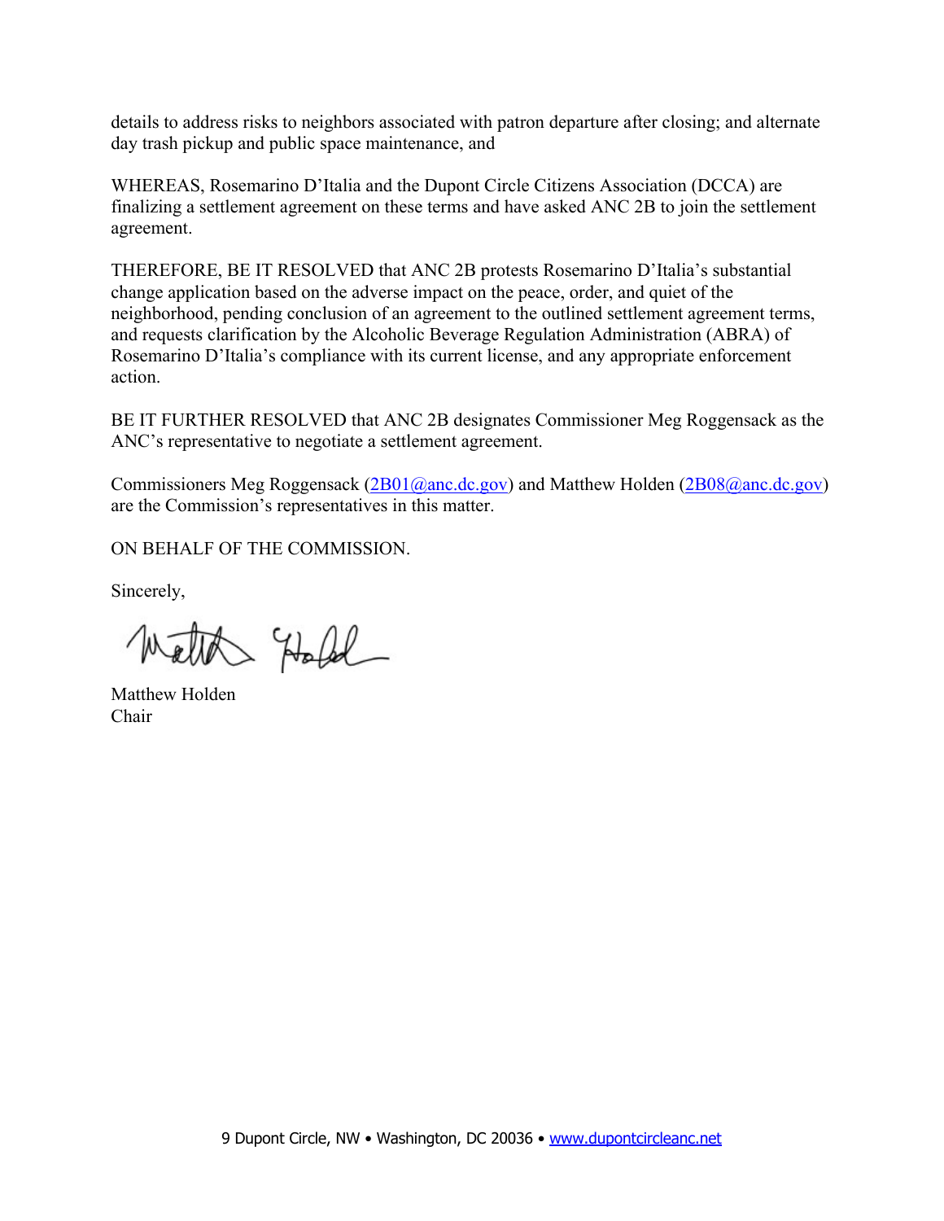details to address risks to neighbors associated with patron departure after closing; and alternate day trash pickup and public space maintenance, and

WHEREAS, Rosemarino D'Italia and the Dupont Circle Citizens Association (DCCA) are finalizing a settlement agreement on these terms and have asked ANC 2B to join the settlement agreement.

THEREFORE, BE IT RESOLVED that ANC 2B protests Rosemarino D'Italia's substantial change application based on the adverse impact on the peace, order, and quiet of the neighborhood, pending conclusion of an agreement to the outlined settlement agreement terms, and requests clarification by the Alcoholic Beverage Regulation Administration (ABRA) of Rosemarino D'Italia's compliance with its current license, and any appropriate enforcement action.

BE IT FURTHER RESOLVED that ANC 2B designates Commissioner Meg Roggensack as the ANC's representative to negotiate a settlement agreement.

Commissioners Meg Roggensack (2B01@anc.dc.gov) and Matthew Holden (2B08@anc.dc.gov) are the Commission's representatives in this matter.

ON BEHALF OF THE COMMISSION.

Sincerely,

Matthew Holden
Chair

9 Dupont Circle, NW • Washington, DC 20036 • www.dupontcircleanc.net